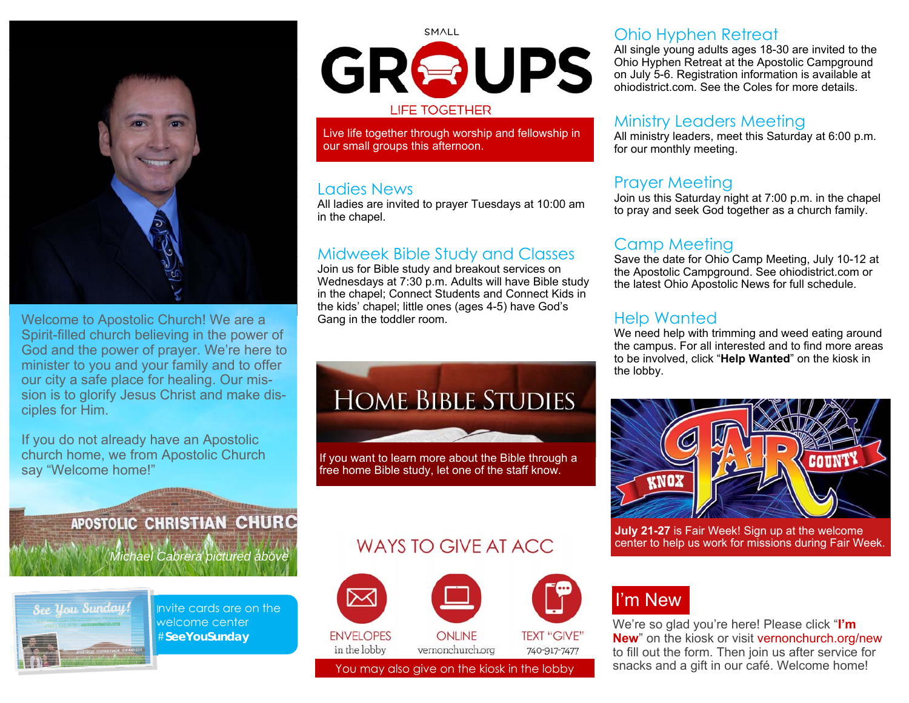Welcome to Apostolic Church! We are a Spirit-filled church believing in the power of God and the power of prayer. We're here to minister to you and your family and to offer our city a safe place for healing. Our mission is to glorify Jesus Christ and make disciples for Him.

If you do not already have an Apostolic church home, we from Apostolic Church say "Welcome home!"

APOSTOLIC CHRISTIAN CHURC

*Michael Cabrera pictured above*

Invite cards are on the welcome center #**SeeYouSunday**

SMALL

# GROUPS

LIFE TOGETHER

Live life together through worship and fellowship in our small groups this afternoon.

## Ladies News

All ladies are invited to prayer Tuesdays at 10:00 am in the chapel.

## Midweek Bible Study and Classes

Join us for Bible study and breakout services on Wednesdays at 7:30 p.m. Adults will have Bible study in the chapel; Connect Students and Connect Kids in the kids' chapel; little ones (ages 4-5) have God's Gang in the toddler room.

## Home Bible Studies

If you want to learn more about the Bible through a free home Bible study, let one of the staff know.

## Ways to Give at ACC

- ENVELOPES — in the lobby
- ONLINE — vernonchurch.org
- TEXT "GIVE" — 740-917-7477

You may also give on the kiosk in the lobby

## Ohio Hyphen Retreat

All single young adults ages 18-30 are invited to the Ohio Hyphen Retreat at the Apostolic Campground on July 5-6. Registration information is available at ohiodistrict.com. See the Coles for more details.

## Ministry Leaders Meeting

All ministry leaders, meet this Saturday at 6:00 p.m. for our monthly meeting.

## Prayer Meeting

Join us this Saturday night at 7:00 p.m. in the chapel to pray and seek God together as a church family.

## Camp Meeting

Save the date for Ohio Camp Meeting, July 10-12 at the Apostolic Campground. See ohiodistrict.com or the latest Ohio Apostolic News for full schedule.

## Help Wanted

We need help with trimming and weed eating around the campus. For all interested and to find more areas to be involved, click "**Help Wanted**" on the kiosk in the lobby.

KNOX COUNTY FAIR

**July 21-27** is Fair Week! Sign up at the welcome center to help us work for missions during Fair Week.

## I'm New

We're so glad you're here! Please click "**I'm New**" on the kiosk or visit vernonchurch.org/new to fill out the form. Then join us after service for snacks and a gift in our café. Welcome home!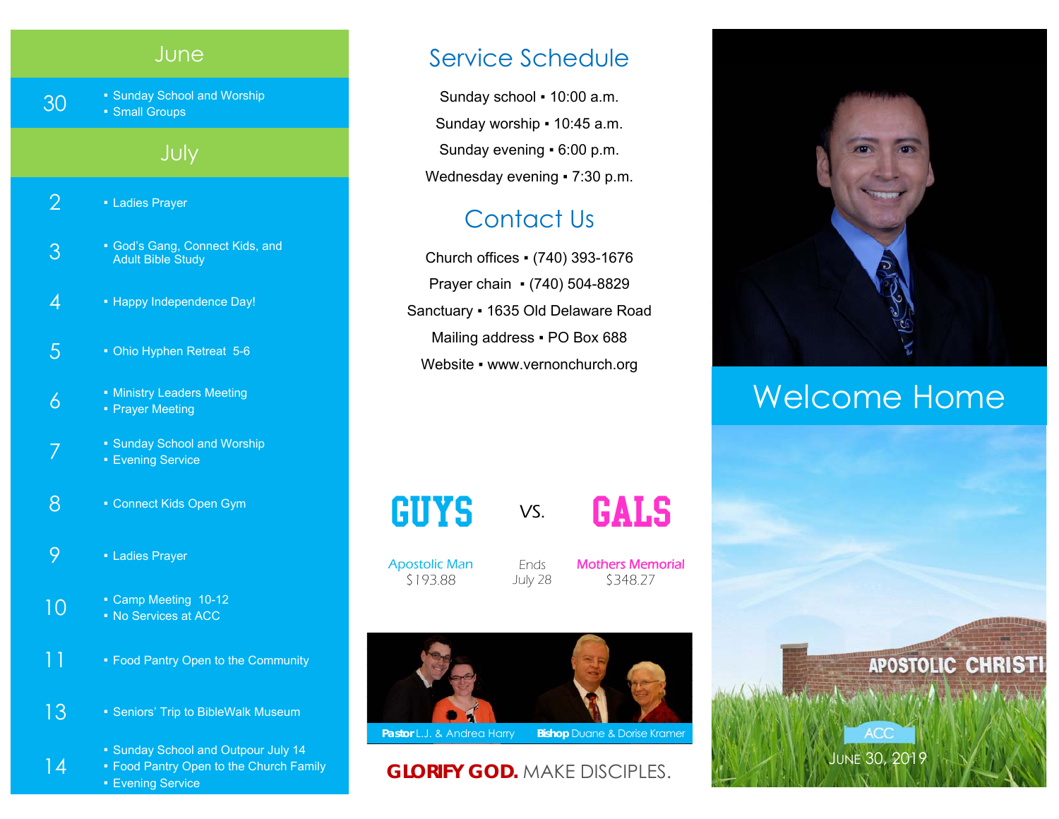## June

| | |
|---|---|
| 30 | ▪ Sunday School and Worship<br>▪ Small Groups |

## July

| | |
|---|---|
| 2 | ▪ Ladies Prayer |
| 3 | ▪ God's Gang, Connect Kids, and Adult Bible Study |
| 4 | ▪ Happy Independence Day! |
| 5 | ▪ Ohio Hyphen Retreat 5-6 |
| 6 | ▪ Ministry Leaders Meeting<br>▪ Prayer Meeting |
| 7 | ▪ Sunday School and Worship<br>▪ Evening Service |
| 8 | ▪ Connect Kids Open Gym |
| 9 | ▪ Ladies Prayer |
| 10 | ▪ Camp Meeting 10-12<br>▪ No Services at ACC |
| 11 | ▪ Food Pantry Open to the Community |
| 13 | ▪ Seniors' Trip to BibleWalk Museum |
| 14 | ▪ Sunday School and Outpour July 14<br>▪ Food Pantry Open to the Church Family<br>▪ Evening Service |

## Service Schedule

Sunday school ▪ 10:00 a.m.

Sunday worship ▪ 10:45 a.m.

Sunday evening ▪ 6:00 p.m.

Wednesday evening ▪ 7:30 p.m.

## Contact Us

Church offices ▪ (740) 393-1676

Prayer chain ▪ (740) 504-8829

Sanctuary ▪ 1635 Old Delaware Road

Mailing address ▪ PO Box 688

Website ▪ www.vernonchurch.org

**GUYS** vs. **GALS**

| Apostolic Man | Ends | Mothers Memorial |
|---|---|---|
| $193.88 | July 28 | $348.27 |

**Pastor** L.J. & Andrea Harry **Bishop** Duane & Dorise Kramer

**GLORIFY GOD.** MAKE DISCIPLES.

# Welcome Home

ACC

June 30, 2019